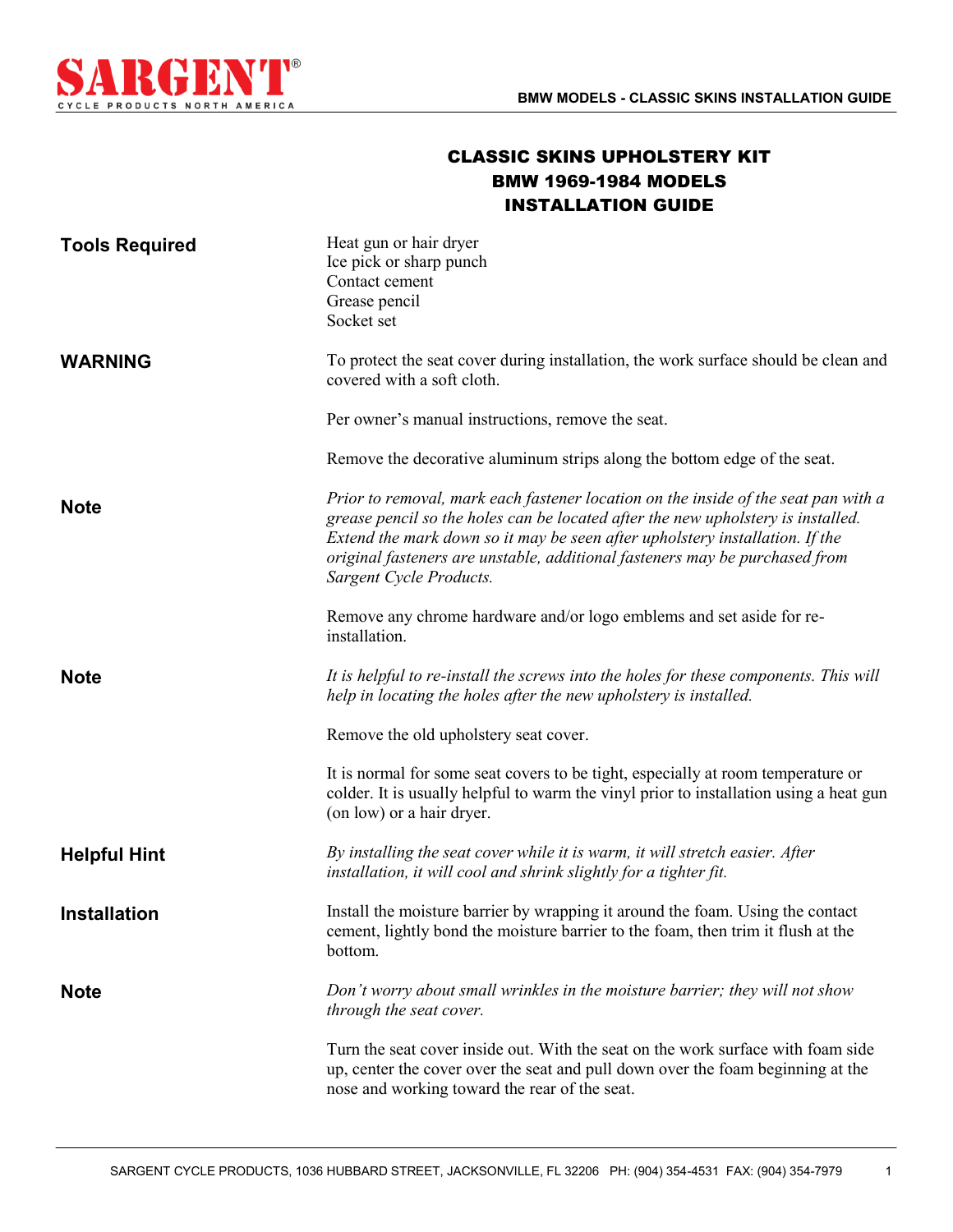# CLASSIC SKINS UPHOLSTERY KIT
# BMW 1969-1984 MODELS
# INSTALLATION GUIDE

**Tools Required**

Heat gun or hair dryer
Ice pick or sharp punch
Contact cement
Grease pencil
Socket set

**WARNING**

To protect the seat cover during installation, the work surface should be clean and covered with a soft cloth.

Per owner's manual instructions, remove the seat.

Remove the decorative aluminum strips along the bottom edge of the seat.

**Note**

*Prior to removal, mark each fastener location on the inside of the seat pan with a grease pencil so the holes can be located after the new upholstery is installed. Extend the mark down so it may be seen after upholstery installation. If the original fasteners are unstable, additional fasteners may be purchased from Sargent Cycle Products.*

Remove any chrome hardware and/or logo emblems and set aside for re-installation.

**Note**

*It is helpful to re-install the screws into the holes for these components. This will help in locating the holes after the new upholstery is installed.*

Remove the old upholstery seat cover.

It is normal for some seat covers to be tight, especially at room temperature or colder. It is usually helpful to warm the vinyl prior to installation using a heat gun (on low) or a hair dryer.

**Helpful Hint**

*By installing the seat cover while it is warm, it will stretch easier. After installation, it will cool and shrink slightly for a tighter fit.*

**Installation**

Install the moisture barrier by wrapping it around the foam. Using the contact cement, lightly bond the moisture barrier to the foam, then trim it flush at the bottom.

**Note**

*Don't worry about small wrinkles in the moisture barrier; they will not show through the seat cover.*

Turn the seat cover inside out. With the seat on the work surface with foam side up, center the cover over the seat and pull down over the foam beginning at the nose and working toward the rear of the seat.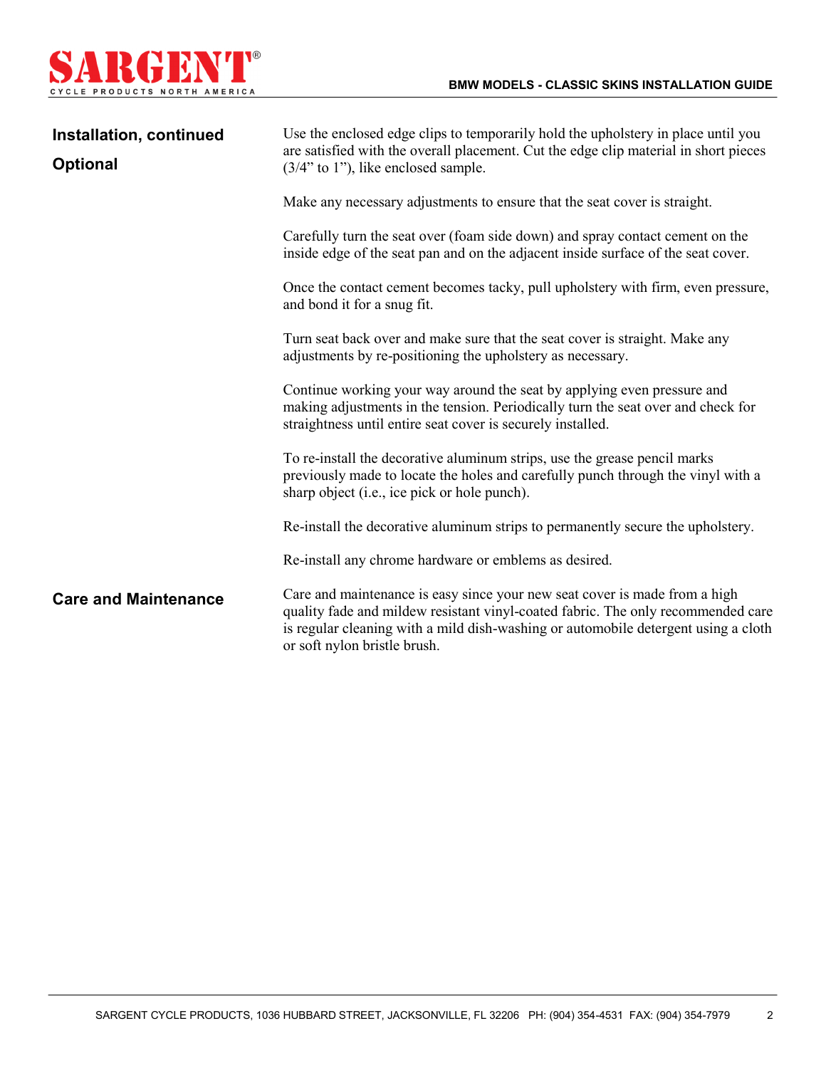## Installation, continued

### Optional

Use the enclosed edge clips to temporarily hold the upholstery in place until you are satisfied with the overall placement. Cut the edge clip material in short pieces (3/4" to 1"), like enclosed sample.

Make any necessary adjustments to ensure that the seat cover is straight.

Carefully turn the seat over (foam side down) and spray contact cement on the inside edge of the seat pan and on the adjacent inside surface of the seat cover.

Once the contact cement becomes tacky, pull upholstery with firm, even pressure, and bond it for a snug fit.

Turn seat back over and make sure that the seat cover is straight. Make any adjustments by re-positioning the upholstery as necessary.

Continue working your way around the seat by applying even pressure and making adjustments in the tension. Periodically turn the seat over and check for straightness until entire seat cover is securely installed.

To re-install the decorative aluminum strips, use the grease pencil marks previously made to locate the holes and carefully punch through the vinyl with a sharp object (i.e., ice pick or hole punch).

Re-install the decorative aluminum strips to permanently secure the upholstery.

Re-install any chrome hardware or emblems as desired.

## Care and Maintenance

Care and maintenance is easy since your new seat cover is made from a high quality fade and mildew resistant vinyl-coated fabric. The only recommended care is regular cleaning with a mild dish-washing or automobile detergent using a cloth or soft nylon bristle brush.